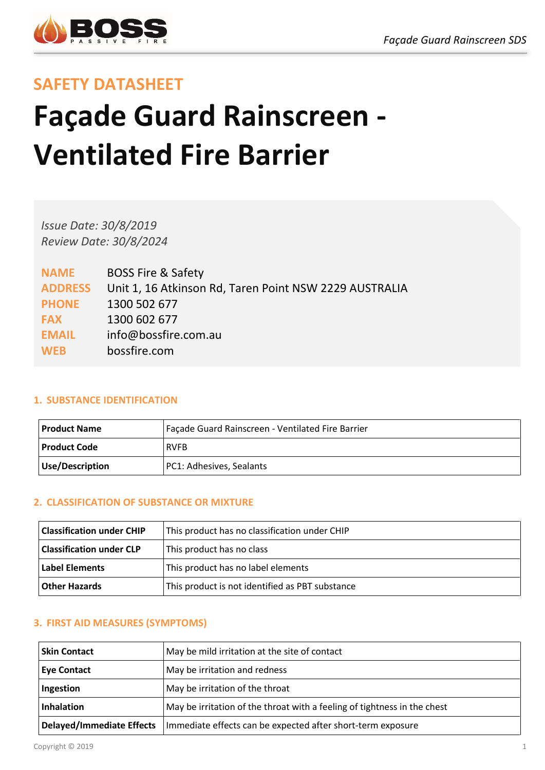## SAFETY DATASHEET

# Façade Guard Rainscreen - Ventilated Fire Barrier

*Issue Date: 30/8/2019*
*Review Date: 30/8/2024*

**NAME** BOSS Fire & Safety
**ADDRESS** Unit 1, 16 Atkinson Rd, Taren Point NSW 2229 AUSTRALIA
**PHONE** 1300 502 677
**FAX** 1300 602 677
**EMAIL** info@bossfire.com.au
**WEB** bossfire.com

### 1. SUBSTANCE IDENTIFICATION

| | |
|---|---|
| **Product Name** | Façade Guard Rainscreen - Ventilated Fire Barrier |
| **Product Code** | RVFB |
| **Use/Description** | PC1: Adhesives, Sealants |

### 2. CLASSIFICATION OF SUBSTANCE OR MIXTURE

| | |
|---|---|
| **Classification under CHIP** | This product has no classification under CHIP |
| **Classification under CLP** | This product has no class |
| **Label Elements** | This product has no label elements |
| **Other Hazards** | This product is not identified as PBT substance |

### 3. FIRST AID MEASURES (SYMPTOMS)

| | |
|---|---|
| **Skin Contact** | May be mild irritation at the site of contact |
| **Eye Contact** | May be irritation and redness |
| **Ingestion** | May be irritation of the throat |
| **Inhalation** | May be irritation of the throat with a feeling of tightness in the chest |
| **Delayed/Immediate Effects** | Immediate effects can be expected after short-term exposure |

Copyright © 2019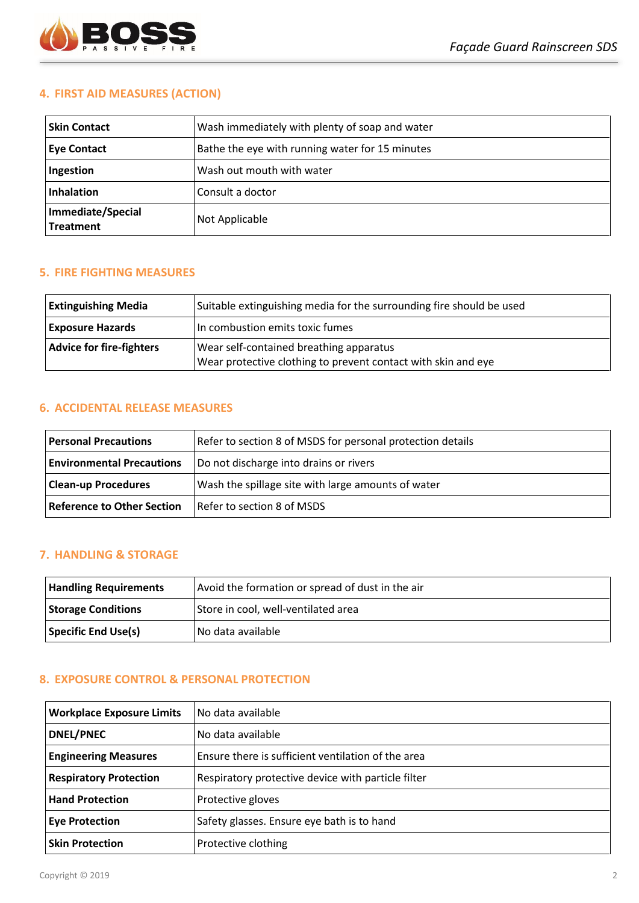## 4. FIRST AID MEASURES (ACTION)

| | |
|---|---|
| **Skin Contact** | Wash immediately with plenty of soap and water |
| **Eye Contact** | Bathe the eye with running water for 15 minutes |
| **Ingestion** | Wash out mouth with water |
| **Inhalation** | Consult a doctor |
| **Immediate/Special Treatment** | Not Applicable |

## 5. FIRE FIGHTING MEASURES

| | |
|---|---|
| **Extinguishing Media** | Suitable extinguishing media for the surrounding fire should be used |
| **Exposure Hazards** | In combustion emits toxic fumes |
| **Advice for fire-fighters** | Wear self-contained breathing apparatus<br>Wear protective clothing to prevent contact with skin and eye |

## 6. ACCIDENTAL RELEASE MEASURES

| | |
|---|---|
| **Personal Precautions** | Refer to section 8 of MSDS for personal protection details |
| **Environmental Precautions** | Do not discharge into drains or rivers |
| **Clean-up Procedures** | Wash the spillage site with large amounts of water |
| **Reference to Other Section** | Refer to section 8 of MSDS |

## 7. HANDLING & STORAGE

| | |
|---|---|
| **Handling Requirements** | Avoid the formation or spread of dust in the air |
| **Storage Conditions** | Store in cool, well-ventilated area |
| **Specific End Use(s)** | No data available |

## 8. EXPOSURE CONTROL & PERSONAL PROTECTION

| | |
|---|---|
| **Workplace Exposure Limits** | No data available |
| **DNEL/PNEC** | No data available |
| **Engineering Measures** | Ensure there is sufficient ventilation of the area |
| **Respiratory Protection** | Respiratory protective device with particle filter |
| **Hand Protection** | Protective gloves |
| **Eye Protection** | Safety glasses. Ensure eye bath is to hand |
| **Skin Protection** | Protective clothing |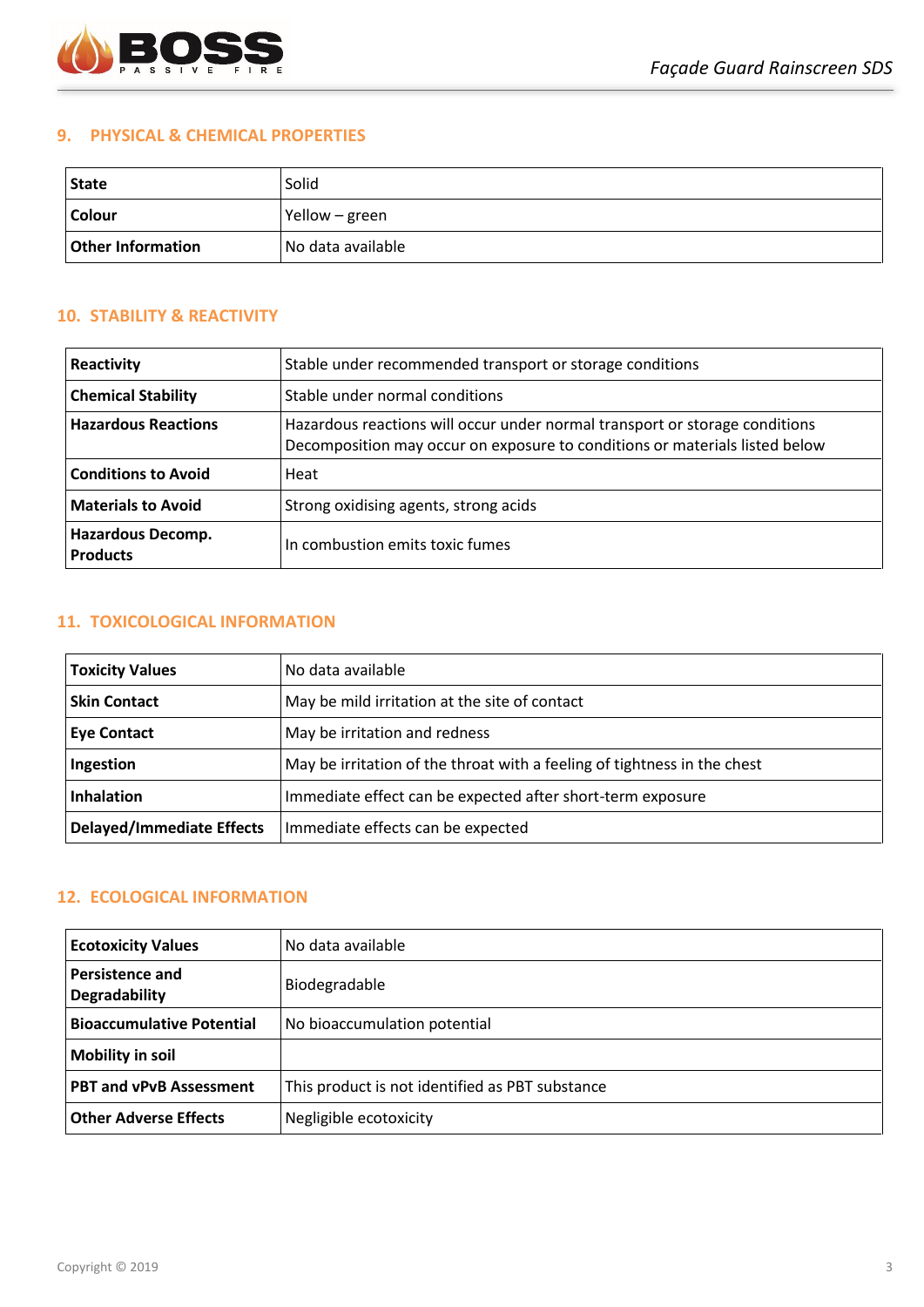## 9. PHYSICAL & CHEMICAL PROPERTIES

| | |
|---|---|
| **State** | Solid |
| **Colour** | Yellow – green |
| **Other Information** | No data available |

## 10. STABILITY & REACTIVITY

| | |
|---|---|
| **Reactivity** | Stable under recommended transport or storage conditions |
| **Chemical Stability** | Stable under normal conditions |
| **Hazardous Reactions** | Hazardous reactions will occur under normal transport or storage conditions<br>Decomposition may occur on exposure to conditions or materials listed below |
| **Conditions to Avoid** | Heat |
| **Materials to Avoid** | Strong oxidising agents, strong acids |
| **Hazardous Decomp. Products** | In combustion emits toxic fumes |

## 11. TOXICOLOGICAL INFORMATION

| | |
|---|---|
| **Toxicity Values** | No data available |
| **Skin Contact** | May be mild irritation at the site of contact |
| **Eye Contact** | May be irritation and redness |
| **Ingestion** | May be irritation of the throat with a feeling of tightness in the chest |
| **Inhalation** | Immediate effect can be expected after short-term exposure |
| **Delayed/Immediate Effects** | Immediate effects can be expected |

## 12. ECOLOGICAL INFORMATION

| | |
|---|---|
| **Ecotoxicity Values** | No data available |
| **Persistence and Degradability** | Biodegradable |
| **Bioaccumulative Potential** | No bioaccumulation potential |
| **Mobility in soil** | |
| **PBT and vPvB Assessment** | This product is not identified as PBT substance |
| **Other Adverse Effects** | Negligible ecotoxicity |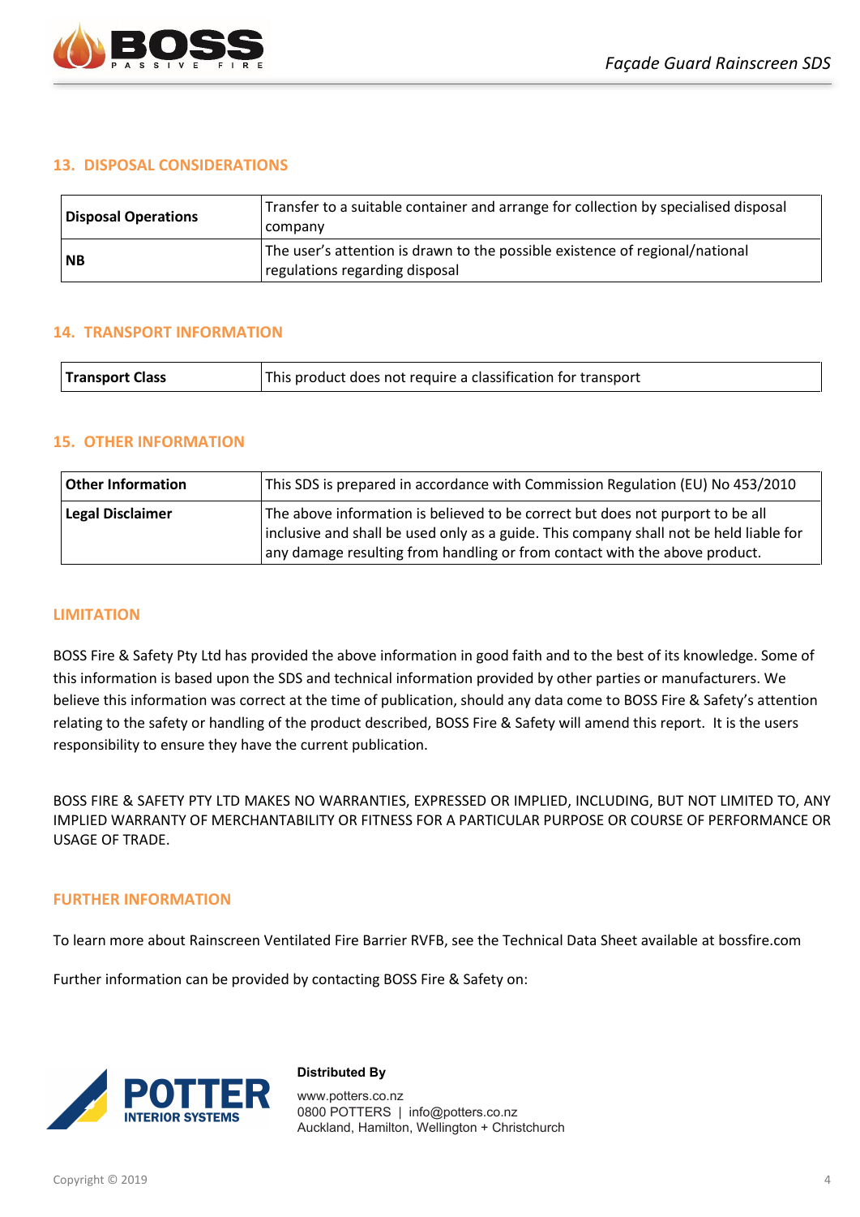## 13. DISPOSAL CONSIDERATIONS

| | |
|---|---|
| **Disposal Operations** | Transfer to a suitable container and arrange for collection by specialised disposal company |
| **NB** | The user's attention is drawn to the possible existence of regional/national regulations regarding disposal |

## 14. TRANSPORT INFORMATION

| | |
|---|---|
| **Transport Class** | This product does not require a classification for transport |

## 15. OTHER INFORMATION

| | |
|---|---|
| **Other Information** | This SDS is prepared in accordance with Commission Regulation (EU) No 453/2010 |
| **Legal Disclaimer** | The above information is believed to be correct but does not purport to be all inclusive and shall be used only as a guide. This company shall not be held liable for any damage resulting from handling or from contact with the above product. |

## LIMITATION

BOSS Fire & Safety Pty Ltd has provided the above information in good faith and to the best of its knowledge. Some of this information is based upon the SDS and technical information provided by other parties or manufacturers. We believe this information was correct at the time of publication, should any data come to BOSS Fire & Safety's attention relating to the safety or handling of the product described, BOSS Fire & Safety will amend this report. It is the users responsibility to ensure they have the current publication.

BOSS FIRE & SAFETY PTY LTD MAKES NO WARRANTIES, EXPRESSED OR IMPLIED, INCLUDING, BUT NOT LIMITED TO, ANY IMPLIED WARRANTY OF MERCHANTABILITY OR FITNESS FOR A PARTICULAR PURPOSE OR COURSE OF PERFORMANCE OR USAGE OF TRADE.

## FURTHER INFORMATION

To learn more about Rainscreen Ventilated Fire Barrier RVFB, see the Technical Data Sheet available at bossfire.com

Further information can be provided by contacting BOSS Fire & Safety on:

POTTER INTERIOR SYSTEMS

**Distributed By**

www.potters.co.nz
0800 POTTERS | info@potters.co.nz
Auckland, Hamilton, Wellington + Christchurch

Copyright © 2019